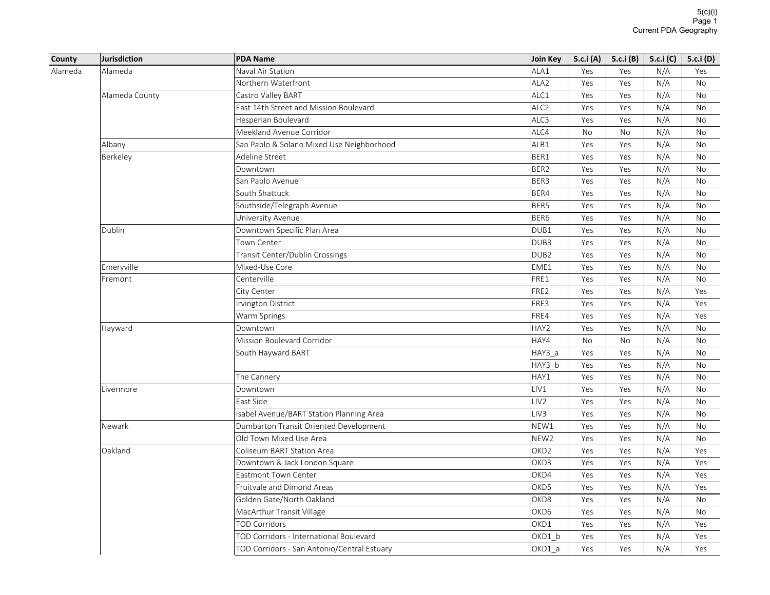| County | Jurisdiction | PDA Name | Join Key | 5.c.i (A) | 5.c.i (B) | 5.c.i (C) | 5.c.i (D) |
|---|---|---|---|---|---|---|---|
| Alameda | Alameda | Naval Air Station | ALA1 | Yes | Yes | N/A | Yes |
| | | Northern Waterfront | ALA2 | Yes | Yes | N/A | No |
| | Alameda County | Castro Valley BART | ALC1 | Yes | Yes | N/A | No |
| | | East 14th Street and Mission Boulevard | ALC2 | Yes | Yes | N/A | No |
| | | Hesperian Boulevard | ALC3 | Yes | Yes | N/A | No |
| | | Meekland Avenue Corridor | ALC4 | No | No | N/A | No |
| | Albany | San Pablo & Solano Mixed Use Neighborhood | ALB1 | Yes | Yes | N/A | No |
| | Berkeley | Adeline Street | BER1 | Yes | Yes | N/A | No |
| | | Downtown | BER2 | Yes | Yes | N/A | No |
| | | San Pablo Avenue | BER3 | Yes | Yes | N/A | No |
| | | South Shattuck | BER4 | Yes | Yes | N/A | No |
| | | Southside/Telegraph Avenue | BER5 | Yes | Yes | N/A | No |
| | | University Avenue | BER6 | Yes | Yes | N/A | No |
| | Dublin | Downtown Specific Plan Area | DUB1 | Yes | Yes | N/A | No |
| | | Town Center | DUB3 | Yes | Yes | N/A | No |
| | | Transit Center/Dublin Crossings | DUB2 | Yes | Yes | N/A | No |
| | Emeryville | Mixed-Use Core | EME1 | Yes | Yes | N/A | No |
| | Fremont | Centerville | FRE1 | Yes | Yes | N/A | No |
| | | City Center | FRE2 | Yes | Yes | N/A | Yes |
| | | Irvington District | FRE3 | Yes | Yes | N/A | Yes |
| | | Warm Springs | FRE4 | Yes | Yes | N/A | Yes |
| | Hayward | Downtown | HAY2 | Yes | Yes | N/A | No |
| | | Mission Boulevard Corridor | HAY4 | No | No | N/A | No |
| | | South Hayward BART | HAY3_a | Yes | Yes | N/A | No |
| | | | HAY3_b | Yes | Yes | N/A | No |
| | | The Cannery | HAY1 | Yes | Yes | N/A | No |
| | Livermore | Downtown | LIV1 | Yes | Yes | N/A | No |
| | | East Side | LIV2 | Yes | Yes | N/A | No |
| | | Isabel Avenue/BART Station Planning Area | LIV3 | Yes | Yes | N/A | No |
| | Newark | Dumbarton Transit Oriented Development | NEW1 | Yes | Yes | N/A | No |
| | | Old Town Mixed Use Area | NEW2 | Yes | Yes | N/A | No |
| | Oakland | Coliseum BART Station Area | OKD2 | Yes | Yes | N/A | Yes |
| | | Downtown & Jack London Square | OKD3 | Yes | Yes | N/A | Yes |
| | | Eastmont Town Center | OKD4 | Yes | Yes | N/A | Yes |
| | | Fruitvale and Dimond Areas | OKD5 | Yes | Yes | N/A | Yes |
| | | Golden Gate/North Oakland | OKD8 | Yes | Yes | N/A | No |
| | | MacArthur Transit Village | OKD6 | Yes | Yes | N/A | No |
| | | TOD Corridors | OKD1 | Yes | Yes | N/A | Yes |
| | | TOD Corridors - International Boulevard | OKD1_b | Yes | Yes | N/A | Yes |
| | | TOD Corridors - San Antonio/Central Estuary | OKD1_a | Yes | Yes | N/A | Yes |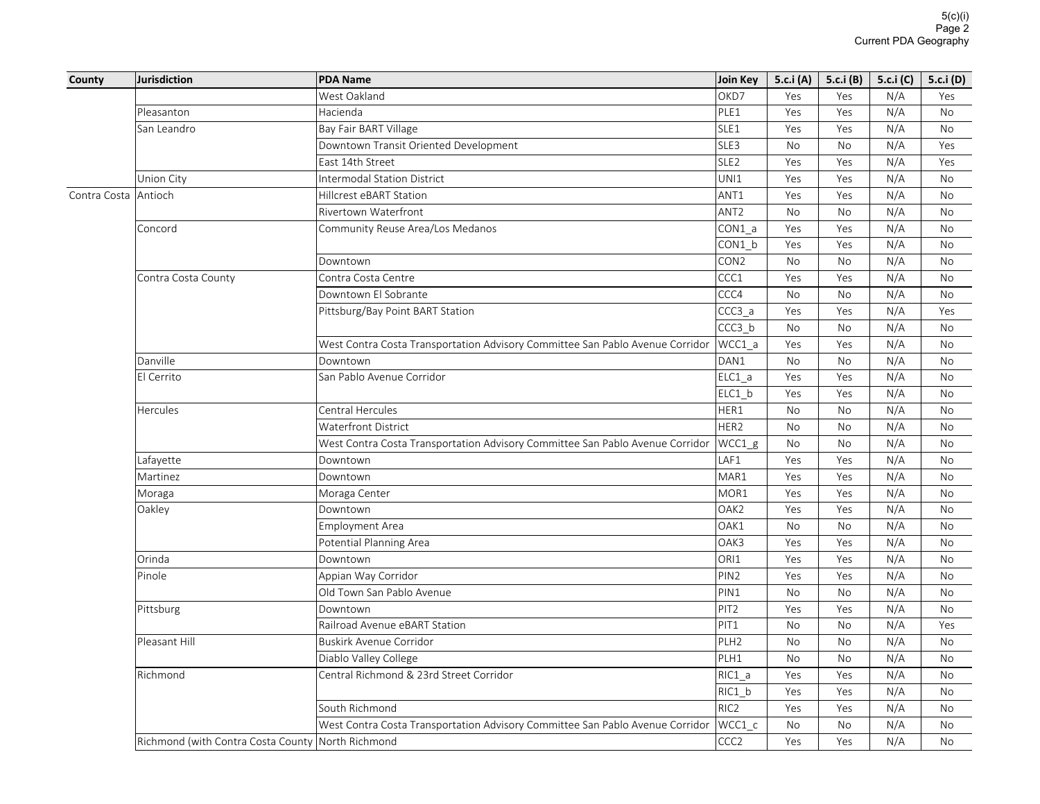| County | Jurisdiction | PDA Name | Join Key | 5.c.i (A) | 5.c.i (B) | 5.c.i (C) | 5.c.i (D) |
|---|---|---|---|---|---|---|---|
| | | West Oakland | OKD7 | Yes | Yes | N/A | Yes |
| | Pleasanton | Hacienda | PLE1 | Yes | Yes | N/A | No |
| | San Leandro | Bay Fair BART Village | SLE1 | Yes | Yes | N/A | No |
| | | Downtown Transit Oriented Development | SLE3 | No | No | N/A | Yes |
| | | East 14th Street | SLE2 | Yes | Yes | N/A | Yes |
| | Union City | Intermodal Station District | UNI1 | Yes | Yes | N/A | No |
| Contra Costa | Antioch | Hillcrest eBART Station | ANT1 | Yes | Yes | N/A | No |
| | | Rivertown Waterfront | ANT2 | No | No | N/A | No |
| | Concord | Community Reuse Area/Los Medanos | CON1_a | Yes | Yes | N/A | No |
| | | | CON1_b | Yes | Yes | N/A | No |
| | | Downtown | CON2 | No | No | N/A | No |
| | Contra Costa County | Contra Costa Centre | CCC1 | Yes | Yes | N/A | No |
| | | Downtown El Sobrante | CCC4 | No | No | N/A | No |
| | | Pittsburg/Bay Point BART Station | CCC3_a | Yes | Yes | N/A | Yes |
| | | | CCC3_b | No | No | N/A | No |
| | | West Contra Costa Transportation Advisory Committee San Pablo Avenue Corridor | WCC1_a | Yes | Yes | N/A | No |
| | Danville | Downtown | DAN1 | No | No | N/A | No |
| | El Cerrito | San Pablo Avenue Corridor | ELC1_a | Yes | Yes | N/A | No |
| | | | ELC1_b | Yes | Yes | N/A | No |
| | Hercules | Central Hercules | HER1 | No | No | N/A | No |
| | | Waterfront District | HER2 | No | No | N/A | No |
| | | West Contra Costa Transportation Advisory Committee San Pablo Avenue Corridor | WCC1_g | No | No | N/A | No |
| | Lafayette | Downtown | LAF1 | Yes | Yes | N/A | No |
| | Martinez | Downtown | MAR1 | Yes | Yes | N/A | No |
| | Moraga | Moraga Center | MOR1 | Yes | Yes | N/A | No |
| | Oakley | Downtown | OAK2 | Yes | Yes | N/A | No |
| | | Employment Area | OAK1 | No | No | N/A | No |
| | | Potential Planning Area | OAK3 | Yes | Yes | N/A | No |
| | Orinda | Downtown | ORI1 | Yes | Yes | N/A | No |
| | Pinole | Appian Way Corridor | PIN2 | Yes | Yes | N/A | No |
| | | Old Town San Pablo Avenue | PIN1 | No | No | N/A | No |
| | Pittsburg | Downtown | PIT2 | Yes | Yes | N/A | No |
| | | Railroad Avenue eBART Station | PIT1 | No | No | N/A | Yes |
| | Pleasant Hill | Buskirk Avenue Corridor | PLH2 | No | No | N/A | No |
| | | Diablo Valley College | PLH1 | No | No | N/A | No |
| | Richmond | Central Richmond & 23rd Street Corridor | RIC1_a | Yes | Yes | N/A | No |
| | | | RIC1_b | Yes | Yes | N/A | No |
| | | South Richmond | RIC2 | Yes | Yes | N/A | No |
| | | West Contra Costa Transportation Advisory Committee San Pablo Avenue Corridor | WCC1_c | No | No | N/A | No |
| | Richmond (with Contra Costa County | North Richmond | CCC2 | Yes | Yes | N/A | No |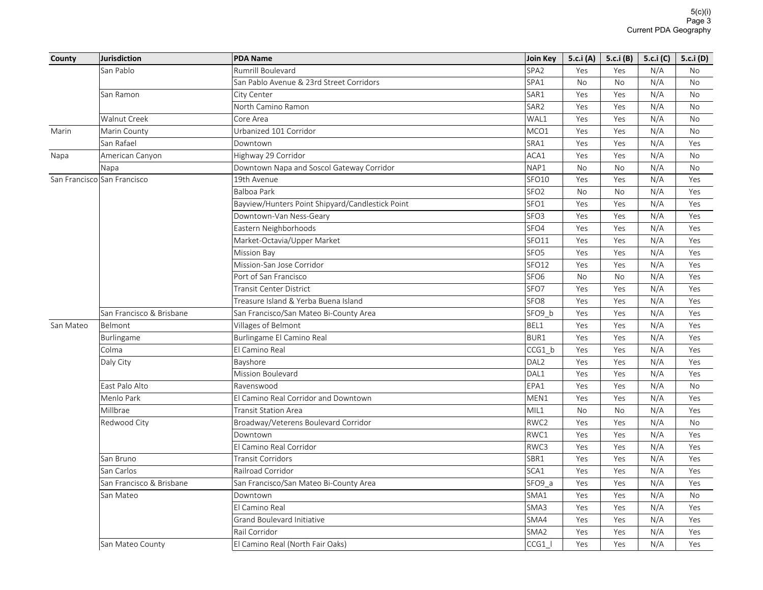| County | Jurisdiction | PDA Name | Join Key | 5.c.i (A) | 5.c.i (B) | 5.c.i (C) | 5.c.i (D) |
|---|---|---|---|---|---|---|---|
| | San Pablo | Rumrill Boulevard | SPA2 | Yes | Yes | N/A | No |
| | | San Pablo Avenue & 23rd Street Corridors | SPA1 | No | No | N/A | No |
| | San Ramon | City Center | SAR1 | Yes | Yes | N/A | No |
| | | North Camino Ramon | SAR2 | Yes | Yes | N/A | No |
| | Walnut Creek | Core Area | WAL1 | Yes | Yes | N/A | No |
| Marin | Marin County | Urbanized 101 Corridor | MCO1 | Yes | Yes | N/A | No |
| | San Rafael | Downtown | SRA1 | Yes | Yes | N/A | Yes |
| Napa | American Canyon | Highway 29 Corridor | ACA1 | Yes | Yes | N/A | No |
| | Napa | Downtown Napa and Soscol Gateway Corridor | NAP1 | No | No | N/A | No |
| San Francisco | San Francisco | 19th Avenue | SFO10 | Yes | Yes | N/A | Yes |
| | | Balboa Park | SFO2 | No | No | N/A | Yes |
| | | Bayview/Hunters Point Shipyard/Candlestick Point | SFO1 | Yes | Yes | N/A | Yes |
| | | Downtown-Van Ness-Geary | SFO3 | Yes | Yes | N/A | Yes |
| | | Eastern Neighborhoods | SFO4 | Yes | Yes | N/A | Yes |
| | | Market-Octavia/Upper Market | SFO11 | Yes | Yes | N/A | Yes |
| | | Mission Bay | SFO5 | Yes | Yes | N/A | Yes |
| | | Mission-San Jose Corridor | SFO12 | Yes | Yes | N/A | Yes |
| | | Port of San Francisco | SFO6 | No | No | N/A | Yes |
| | | Transit Center District | SFO7 | Yes | Yes | N/A | Yes |
| | | Treasure Island & Yerba Buena Island | SFO8 | Yes | Yes | N/A | Yes |
| | San Francisco & Brisbane | San Francisco/San Mateo Bi-County Area | SFO9_b | Yes | Yes | N/A | Yes |
| San Mateo | Belmont | Villages of Belmont | BEL1 | Yes | Yes | N/A | Yes |
| | Burlingame | Burlingame El Camino Real | BUR1 | Yes | Yes | N/A | Yes |
| | Colma | El Camino Real | CCG1_b | Yes | Yes | N/A | Yes |
| | Daly City | Bayshore | DAL2 | Yes | Yes | N/A | Yes |
| | | Mission Boulevard | DAL1 | Yes | Yes | N/A | Yes |
| | East Palo Alto | Ravenswood | EPA1 | Yes | Yes | N/A | No |
| | Menlo Park | El Camino Real Corridor and Downtown | MEN1 | Yes | Yes | N/A | Yes |
| | Millbrae | Transit Station Area | MIL1 | No | No | N/A | Yes |
| | Redwood City | Broadway/Veterens Boulevard Corridor | RWC2 | Yes | Yes | N/A | No |
| | | Downtown | RWC1 | Yes | Yes | N/A | Yes |
| | | El Camino Real Corridor | RWC3 | Yes | Yes | N/A | Yes |
| | San Bruno | Transit Corridors | SBR1 | Yes | Yes | N/A | Yes |
| | San Carlos | Railroad Corridor | SCA1 | Yes | Yes | N/A | Yes |
| | San Francisco & Brisbane | San Francisco/San Mateo Bi-County Area | SFO9_a | Yes | Yes | N/A | Yes |
| | San Mateo | Downtown | SMA1 | Yes | Yes | N/A | No |
| | | El Camino Real | SMA3 | Yes | Yes | N/A | Yes |
| | | Grand Boulevard Initiative | SMA4 | Yes | Yes | N/A | Yes |
| | | Rail Corridor | SMA2 | Yes | Yes | N/A | Yes |
| | San Mateo County | El Camino Real (North Fair Oaks) | CCG1_l | Yes | Yes | N/A | Yes |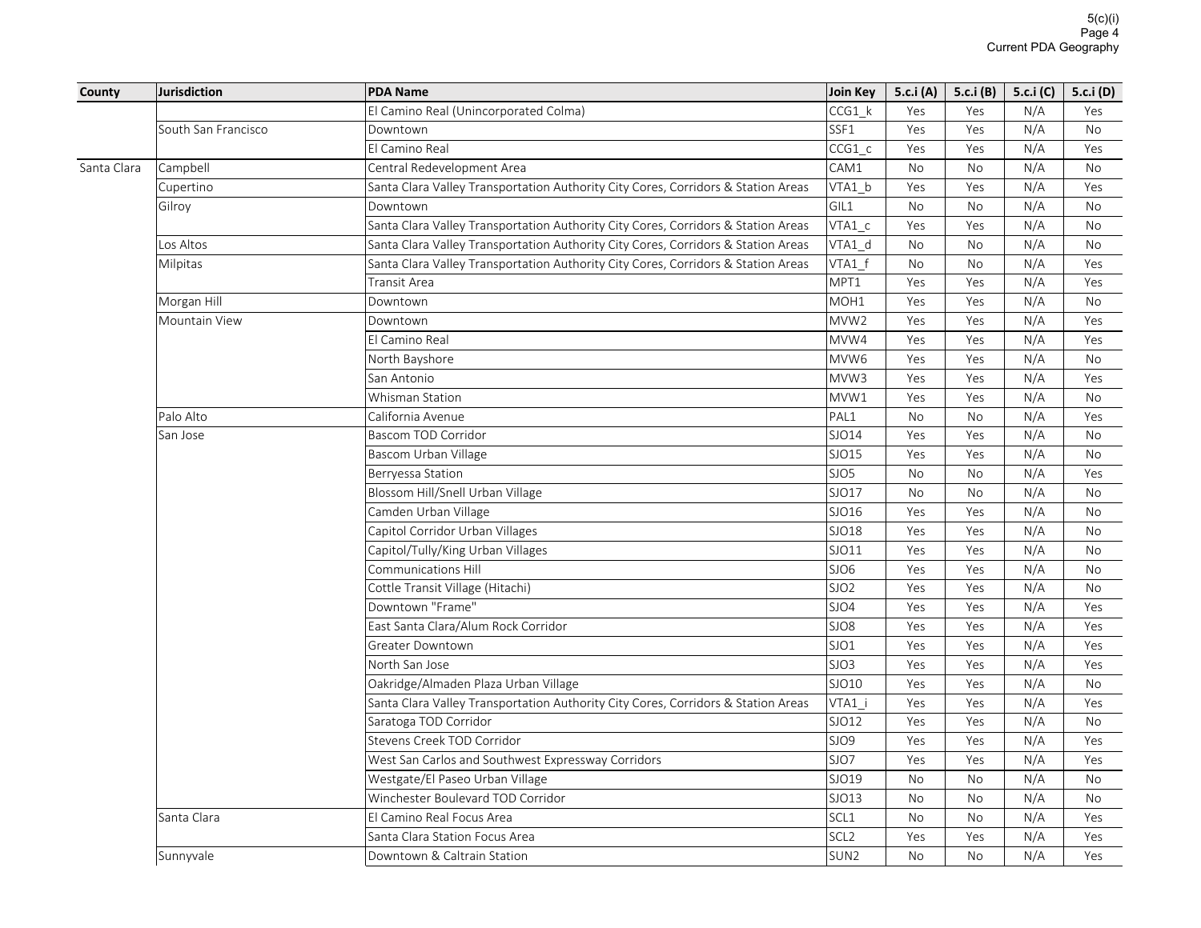| County | Jurisdiction | PDA Name | Join Key | 5.c.i (A) | 5.c.i (B) | 5.c.i (C) | 5.c.i (D) |
|---|---|---|---|---|---|---|---|
| | | El Camino Real (Unincorporated Colma) | CCG1_k | Yes | Yes | N/A | Yes |
| | South San Francisco | Downtown | SSF1 | Yes | Yes | N/A | No |
| | | El Camino Real | CCG1_c | Yes | Yes | N/A | Yes |
| Santa Clara | Campbell | Central Redevelopment Area | CAM1 | No | No | N/A | No |
| | Cupertino | Santa Clara Valley Transportation Authority City Cores, Corridors & Station Areas | VTA1_b | Yes | Yes | N/A | Yes |
| | Gilroy | Downtown | GIL1 | No | No | N/A | No |
| | | Santa Clara Valley Transportation Authority City Cores, Corridors & Station Areas | VTA1_c | Yes | Yes | N/A | No |
| | Los Altos | Santa Clara Valley Transportation Authority City Cores, Corridors & Station Areas | VTA1_d | No | No | N/A | No |
| | Milpitas | Santa Clara Valley Transportation Authority City Cores, Corridors & Station Areas | VTA1_f | No | No | N/A | Yes |
| | | Transit Area | MPT1 | Yes | Yes | N/A | Yes |
| | Morgan Hill | Downtown | MOH1 | Yes | Yes | N/A | No |
| | Mountain View | Downtown | MVW2 | Yes | Yes | N/A | Yes |
| | | El Camino Real | MVW4 | Yes | Yes | N/A | Yes |
| | | North Bayshore | MVW6 | Yes | Yes | N/A | No |
| | | San Antonio | MVW3 | Yes | Yes | N/A | Yes |
| | | Whisman Station | MVW1 | Yes | Yes | N/A | No |
| | Palo Alto | California Avenue | PAL1 | No | No | N/A | Yes |
| | San Jose | Bascom TOD Corridor | SJO14 | Yes | Yes | N/A | No |
| | | Bascom Urban Village | SJO15 | Yes | Yes | N/A | No |
| | | Berryessa Station | SJO5 | No | No | N/A | Yes |
| | | Blossom Hill/Snell Urban Village | SJO17 | No | No | N/A | No |
| | | Camden Urban Village | SJO16 | Yes | Yes | N/A | No |
| | | Capitol Corridor Urban Villages | SJO18 | Yes | Yes | N/A | No |
| | | Capitol/Tully/King Urban Villages | SJO11 | Yes | Yes | N/A | No |
| | | Communications Hill | SJO6 | Yes | Yes | N/A | No |
| | | Cottle Transit Village (Hitachi) | SJO2 | Yes | Yes | N/A | No |
| | | Downtown "Frame" | SJO4 | Yes | Yes | N/A | Yes |
| | | East Santa Clara/Alum Rock Corridor | SJO8 | Yes | Yes | N/A | Yes |
| | | Greater Downtown | SJO1 | Yes | Yes | N/A | Yes |
| | | North San Jose | SJO3 | Yes | Yes | N/A | Yes |
| | | Oakridge/Almaden Plaza Urban Village | SJO10 | Yes | Yes | N/A | No |
| | | Santa Clara Valley Transportation Authority City Cores, Corridors & Station Areas | VTA1_i | Yes | Yes | N/A | Yes |
| | | Saratoga TOD Corridor | SJO12 | Yes | Yes | N/A | No |
| | | Stevens Creek TOD Corridor | SJO9 | Yes | Yes | N/A | Yes |
| | | West San Carlos and Southwest Expressway Corridors | SJO7 | Yes | Yes | N/A | Yes |
| | | Westgate/El Paseo Urban Village | SJO19 | No | No | N/A | No |
| | | Winchester Boulevard TOD Corridor | SJO13 | No | No | N/A | No |
| | Santa Clara | El Camino Real Focus Area | SCL1 | No | No | N/A | Yes |
| | | Santa Clara Station Focus Area | SCL2 | Yes | Yes | N/A | Yes |
| | Sunnyvale | Downtown & Caltrain Station | SUN2 | No | No | N/A | Yes |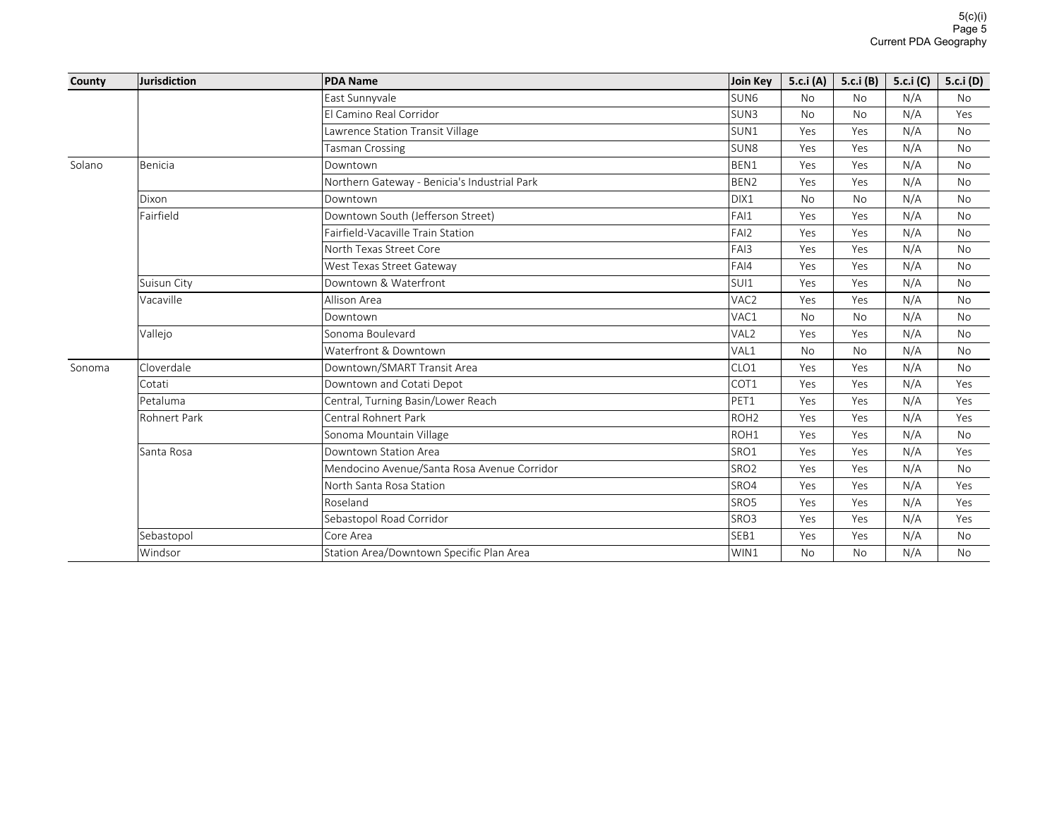| County | Jurisdiction | PDA Name | Join Key | 5.c.i (A) | 5.c.i (B) | 5.c.i (C) | 5.c.i (D) |
|---|---|---|---|---|---|---|---|
| | | East Sunnyvale | SUN6 | No | No | N/A | No |
| | | El Camino Real Corridor | SUN3 | No | No | N/A | Yes |
| | | Lawrence Station Transit Village | SUN1 | Yes | Yes | N/A | No |
| | | Tasman Crossing | SUN8 | Yes | Yes | N/A | No |
| Solano | Benicia | Downtown | BEN1 | Yes | Yes | N/A | No |
| | | Northern Gateway - Benicia's Industrial Park | BEN2 | Yes | Yes | N/A | No |
| | Dixon | Downtown | DIX1 | No | No | N/A | No |
| | Fairfield | Downtown South (Jefferson Street) | FAI1 | Yes | Yes | N/A | No |
| | | Fairfield-Vacaville Train Station | FAI2 | Yes | Yes | N/A | No |
| | | North Texas Street Core | FAI3 | Yes | Yes | N/A | No |
| | | West Texas Street Gateway | FAI4 | Yes | Yes | N/A | No |
| | Suisun City | Downtown & Waterfront | SUI1 | Yes | Yes | N/A | No |
| | Vacaville | Allison Area | VAC2 | Yes | Yes | N/A | No |
| | | Downtown | VAC1 | No | No | N/A | No |
| | Vallejo | Sonoma Boulevard | VAL2 | Yes | Yes | N/A | No |
| | | Waterfront & Downtown | VAL1 | No | No | N/A | No |
| Sonoma | Cloverdale | Downtown/SMART Transit Area | CLO1 | Yes | Yes | N/A | No |
| | Cotati | Downtown and Cotati Depot | COT1 | Yes | Yes | N/A | Yes |
| | Petaluma | Central, Turning Basin/Lower Reach | PET1 | Yes | Yes | N/A | Yes |
| | Rohnert Park | Central Rohnert Park | ROH2 | Yes | Yes | N/A | Yes |
| | | Sonoma Mountain Village | ROH1 | Yes | Yes | N/A | No |
| | Santa Rosa | Downtown Station Area | SRO1 | Yes | Yes | N/A | Yes |
| | | Mendocino Avenue/Santa Rosa Avenue Corridor | SRO2 | Yes | Yes | N/A | No |
| | | North Santa Rosa Station | SRO4 | Yes | Yes | N/A | Yes |
| | | Roseland | SRO5 | Yes | Yes | N/A | Yes |
| | | Sebastopol Road Corridor | SRO3 | Yes | Yes | N/A | Yes |
| | Sebastopol | Core Area | SEB1 | Yes | Yes | N/A | No |
| | Windsor | Station Area/Downtown Specific Plan Area | WIN1 | No | No | N/A | No |